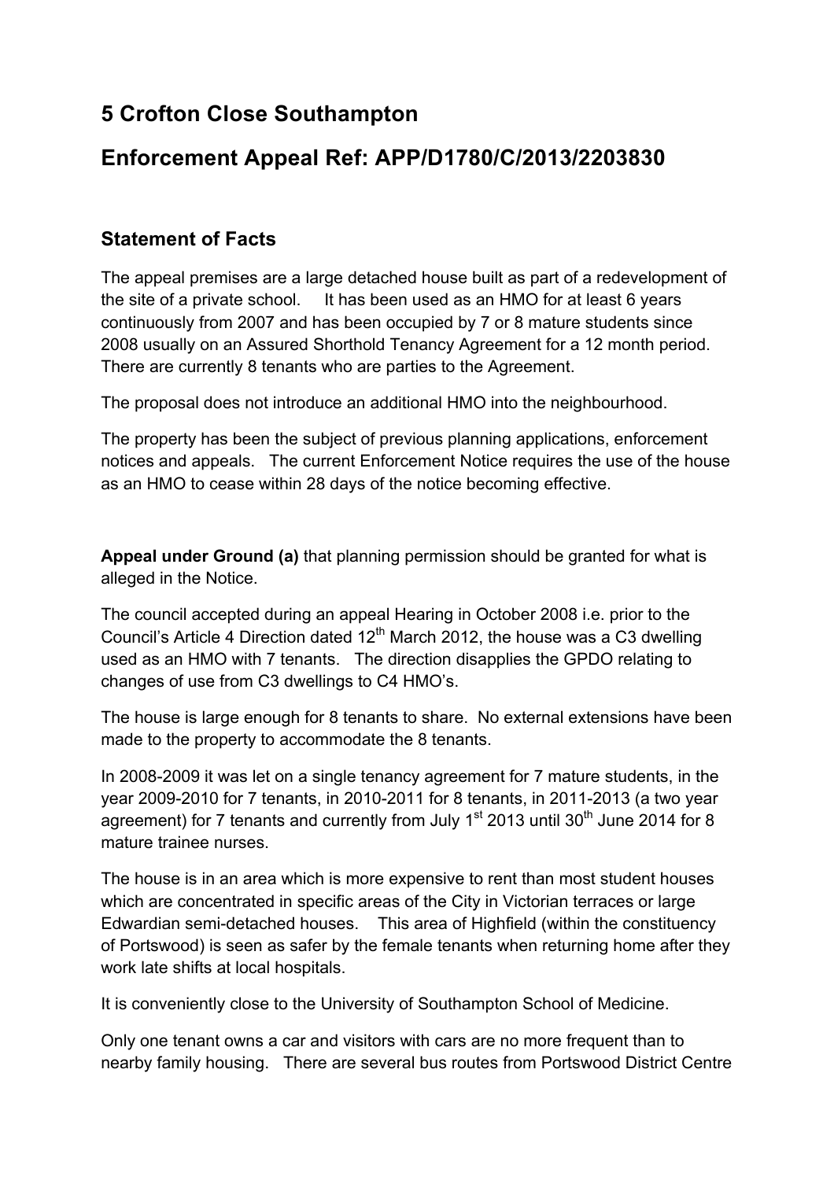# 5 Crofton Close Southampton

# Enforcement Appeal Ref: APP/D1780/C/2013/2203830

## Statement of Facts

The appeal premises are a large detached house built as part of a redevelopment of the site of a private school. It has been used as an HMO for at least 6 years continuously from 2007 and has been occupied by 7 or 8 mature students since 2008 usually on an Assured Shorthold Tenancy Agreement for a 12 month period. There are currently 8 tenants who are parties to the Agreement.

The proposal does not introduce an additional HMO into the neighbourhood.

The property has been the subject of previous planning applications, enforcement notices and appeals. The current Enforcement Notice requires the use of the house as an HMO to cease within 28 days of the notice becoming effective.

**Appeal under Ground (a)** that planning permission should be granted for what is alleged in the Notice.

The council accepted during an appeal Hearing in October 2008 i.e. prior to the Council's Article 4 Direction dated 12th March 2012, the house was a C3 dwelling used as an HMO with 7 tenants. The direction disapplies the GPDO relating to changes of use from C3 dwellings to C4 HMO's.

The house is large enough for 8 tenants to share. No external extensions have been made to the property to accommodate the 8 tenants.

In 2008-2009 it was let on a single tenancy agreement for 7 mature students, in the year 2009-2010 for 7 tenants, in 2010-2011 for 8 tenants, in 2011-2013 (a two year agreement) for 7 tenants and currently from July 1st 2013 until 30th June 2014 for 8 mature trainee nurses.

The house is in an area which is more expensive to rent than most student houses which are concentrated in specific areas of the City in Victorian terraces or large Edwardian semi-detached houses. This area of Highfield (within the constituency of Portswood) is seen as safer by the female tenants when returning home after they work late shifts at local hospitals.

It is conveniently close to the University of Southampton School of Medicine.

Only one tenant owns a car and visitors with cars are no more frequent than to nearby family housing. There are several bus routes from Portswood District Centre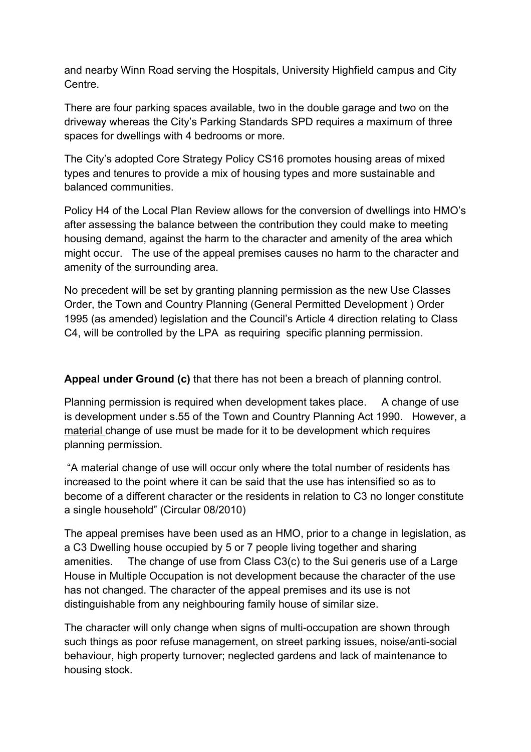and nearby Winn Road serving the Hospitals, University Highfield campus and City Centre.

There are four parking spaces available, two in the double garage and two on the driveway whereas the City's Parking Standards SPD requires a maximum of three spaces for dwellings with 4 bedrooms or more.

The City's adopted Core Strategy Policy CS16 promotes housing areas of mixed types and tenures to provide a mix of housing types and more sustainable and balanced communities.

Policy H4 of the Local Plan Review allows for the conversion of dwellings into HMO's after assessing the balance between the contribution they could make to meeting housing demand, against the harm to the character and amenity of the area which might occur. The use of the appeal premises causes no harm to the character and amenity of the surrounding area.

No precedent will be set by granting planning permission as the new Use Classes Order, the Town and Country Planning (General Permitted Development ) Order 1995 (as amended) legislation and the Council's Article 4 direction relating to Class C4, will be controlled by the LPA as requiring specific planning permission.

**Appeal under Ground (c)** that there has not been a breach of planning control.

Planning permission is required when development takes place. A change of use is development under s.55 of the Town and Country Planning Act 1990. However, a material change of use must be made for it to be development which requires planning permission.

"A material change of use will occur only where the total number of residents has increased to the point where it can be said that the use has intensified so as to become of a different character or the residents in relation to C3 no longer constitute a single household" (Circular 08/2010)

The appeal premises have been used as an HMO, prior to a change in legislation, as a C3 Dwelling house occupied by 5 or 7 people living together and sharing amenities. The change of use from Class C3(c) to the Sui generis use of a Large House in Multiple Occupation is not development because the character of the use has not changed. The character of the appeal premises and its use is not distinguishable from any neighbouring family house of similar size.

The character will only change when signs of multi-occupation are shown through such things as poor refuse management, on street parking issues, noise/anti-social behaviour, high property turnover; neglected gardens and lack of maintenance to housing stock.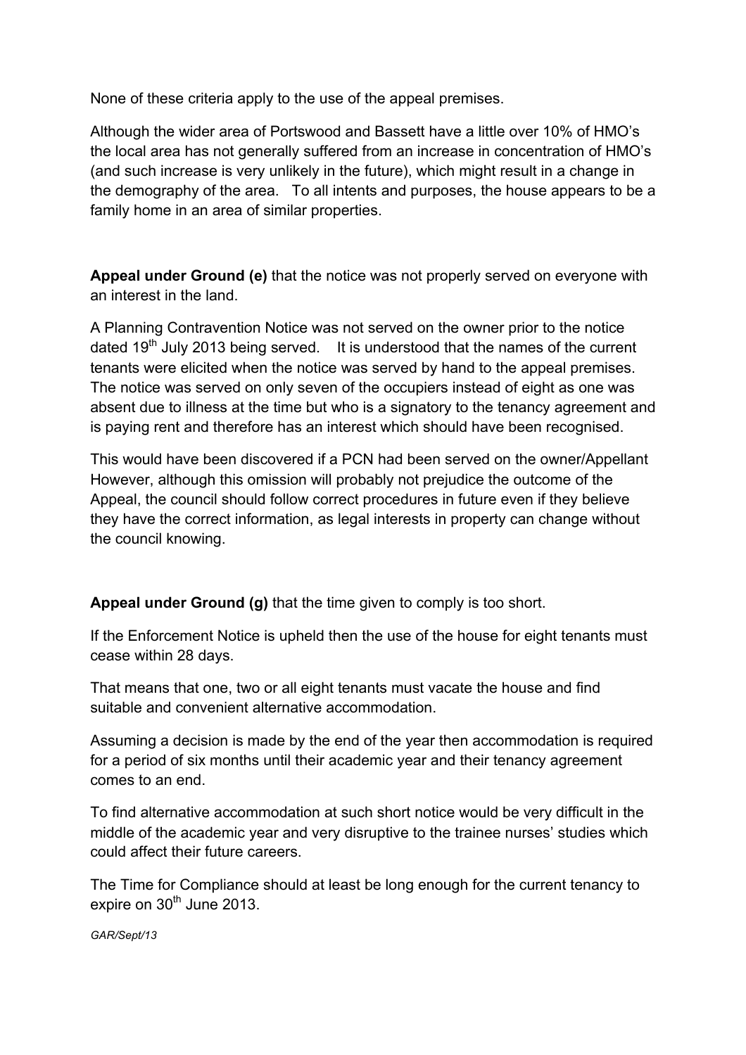None of these criteria apply to the use of the appeal premises.

Although the wider area of Portswood and Bassett have a little over 10% of HMO's the local area has not generally suffered from an increase in concentration of HMO's (and such increase is very unlikely in the future), which might result in a change in the demography of the area. To all intents and purposes, the house appears to be a family home in an area of similar properties.

**Appeal under Ground (e)** that the notice was not properly served on everyone with an interest in the land.

A Planning Contravention Notice was not served on the owner prior to the notice dated 19th July 2013 being served. It is understood that the names of the current tenants were elicited when the notice was served by hand to the appeal premises. The notice was served on only seven of the occupiers instead of eight as one was absent due to illness at the time but who is a signatory to the tenancy agreement and is paying rent and therefore has an interest which should have been recognised.

This would have been discovered if a PCN had been served on the owner/Appellant However, although this omission will probably not prejudice the outcome of the Appeal, the council should follow correct procedures in future even if they believe they have the correct information, as legal interests in property can change without the council knowing.

**Appeal under Ground (g)** that the time given to comply is too short.

If the Enforcement Notice is upheld then the use of the house for eight tenants must cease within 28 days.

That means that one, two or all eight tenants must vacate the house and find suitable and convenient alternative accommodation.

Assuming a decision is made by the end of the year then accommodation is required for a period of six months until their academic year and their tenancy agreement comes to an end.

To find alternative accommodation at such short notice would be very difficult in the middle of the academic year and very disruptive to the trainee nurses' studies which could affect their future careers.

The Time for Compliance should at least be long enough for the current tenancy to expire on 30th June 2013.

*GAR/Sept/13*